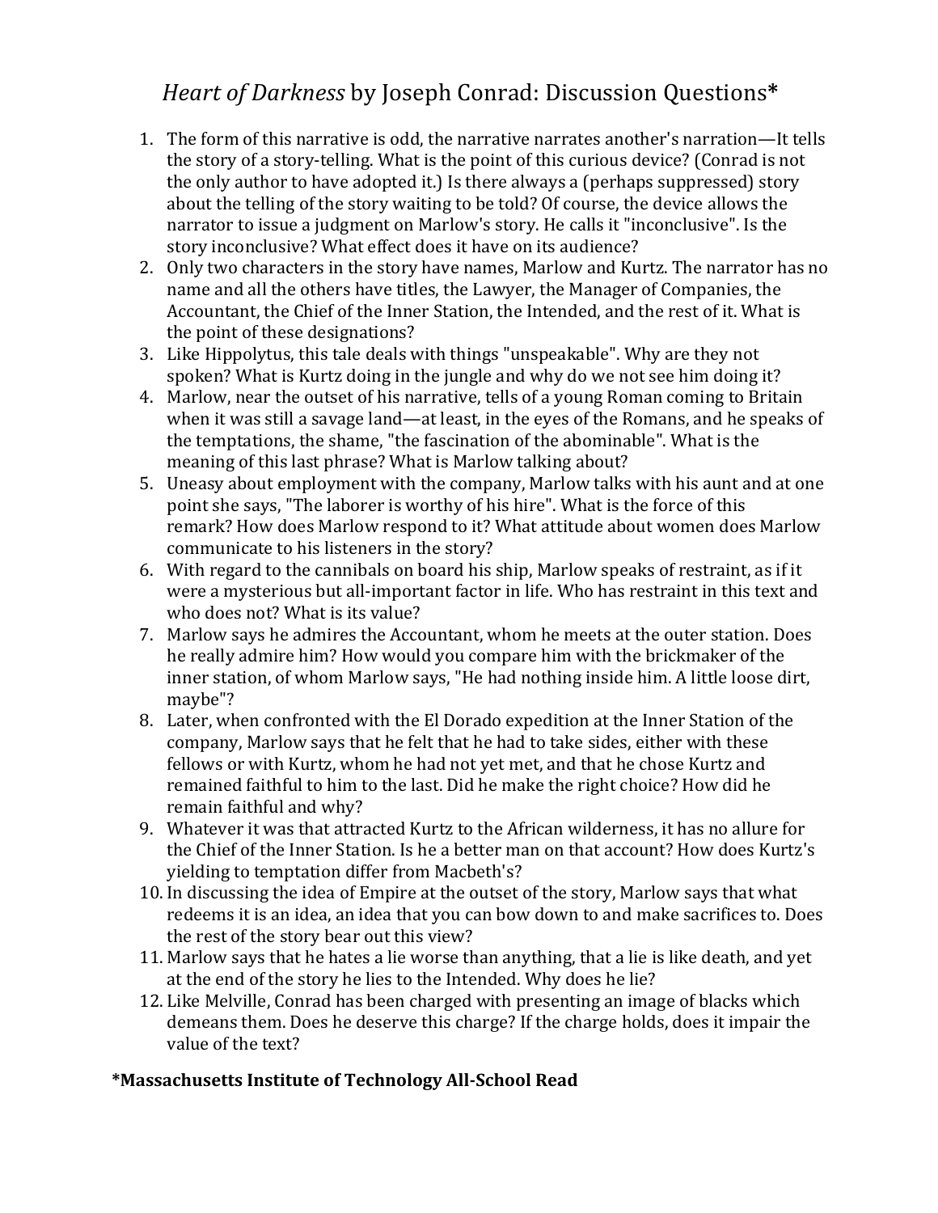# *Heart of Darkness* by Joseph Conrad: Discussion Questions*

1. The form of this narrative is odd, the narrative narrates another's narration—It tells the story of a story-telling. What is the point of this curious device? (Conrad is not the only author to have adopted it.) Is there always a (perhaps suppressed) story about the telling of the story waiting to be told? Of course, the device allows the narrator to issue a judgment on Marlow's story. He calls it "inconclusive". Is the story inconclusive? What effect does it have on its audience?
2. Only two characters in the story have names, Marlow and Kurtz. The narrator has no name and all the others have titles, the Lawyer, the Manager of Companies, the Accountant, the Chief of the Inner Station, the Intended, and the rest of it. What is the point of these designations?
3. Like Hippolytus, this tale deals with things "unspeakable". Why are they not spoken? What is Kurtz doing in the jungle and why do we not see him doing it?
4. Marlow, near the outset of his narrative, tells of a young Roman coming to Britain when it was still a savage land—at least, in the eyes of the Romans, and he speaks of the temptations, the shame, "the fascination of the abominable". What is the meaning of this last phrase? What is Marlow talking about?
5. Uneasy about employment with the company, Marlow talks with his aunt and at one point she says, "The laborer is worthy of his hire". What is the force of this remark? How does Marlow respond to it? What attitude about women does Marlow communicate to his listeners in the story?
6. With regard to the cannibals on board his ship, Marlow speaks of restraint, as if it were a mysterious but all-important factor in life. Who has restraint in this text and who does not? What is its value?
7. Marlow says he admires the Accountant, whom he meets at the outer station. Does he really admire him? How would you compare him with the brickmaker of the inner station, of whom Marlow says, "He had nothing inside him. A little loose dirt, maybe"?
8. Later, when confronted with the El Dorado expedition at the Inner Station of the company, Marlow says that he felt that he had to take sides, either with these fellows or with Kurtz, whom he had not yet met, and that he chose Kurtz and remained faithful to him to the last. Did he make the right choice? How did he remain faithful and why?
9. Whatever it was that attracted Kurtz to the African wilderness, it has no allure for the Chief of the Inner Station. Is he a better man on that account? How does Kurtz's yielding to temptation differ from Macbeth's?
10. In discussing the idea of Empire at the outset of the story, Marlow says that what redeems it is an idea, an idea that you can bow down to and make sacrifices to. Does the rest of the story bear out this view?
11. Marlow says that he hates a lie worse than anything, that a lie is like death, and yet at the end of the story he lies to the Intended. Why does he lie?
12. Like Melville, Conrad has been charged with presenting an image of blacks which demeans them. Does he deserve this charge? If the charge holds, does it impair the value of the text?

**\*Massachusetts Institute of Technology All-School Read**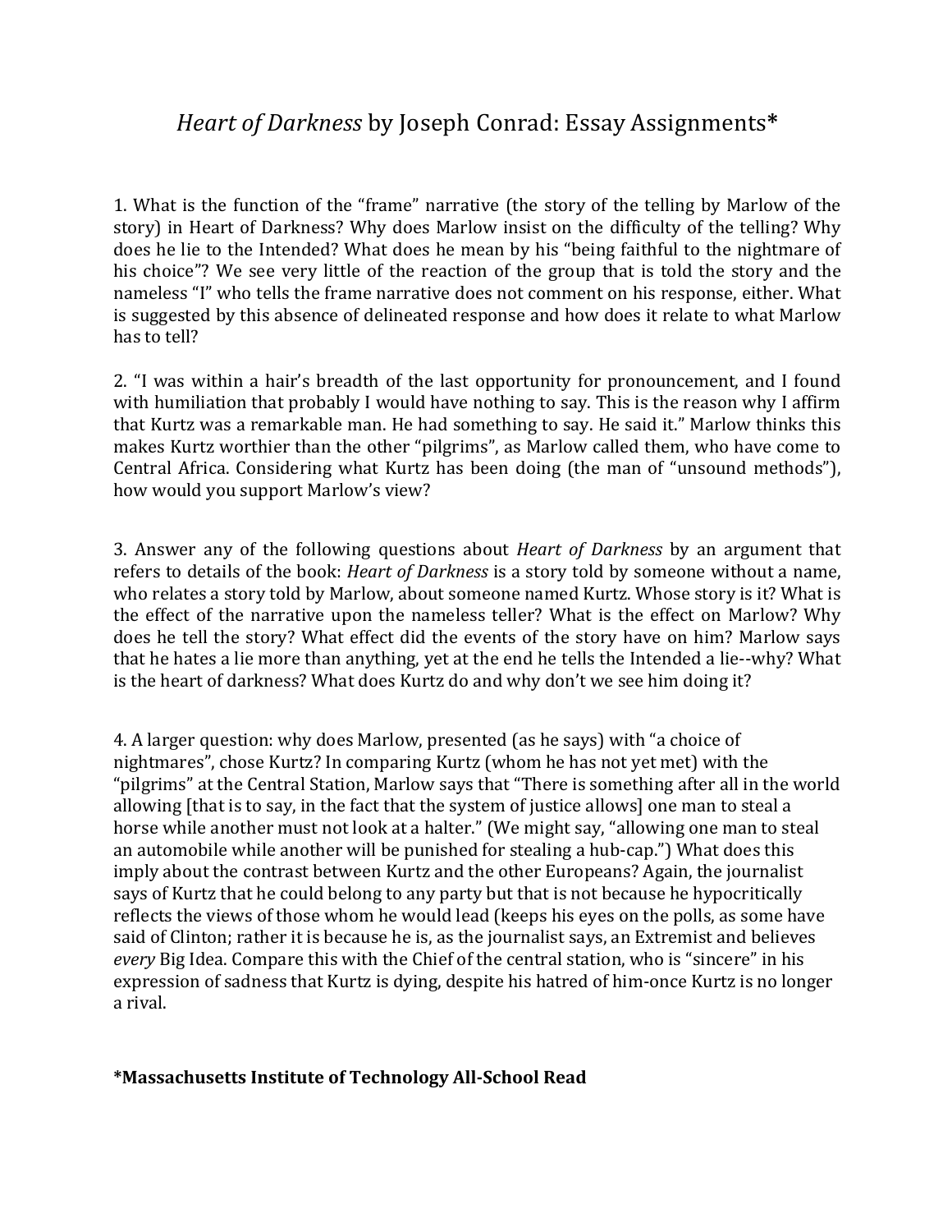# *Heart of Darkness* by Joseph Conrad: Essay Assignments*

1. What is the function of the "frame" narrative (the story of the telling by Marlow of the story) in Heart of Darkness? Why does Marlow insist on the difficulty of the telling? Why does he lie to the Intended? What does he mean by his "being faithful to the nightmare of his choice"? We see very little of the reaction of the group that is told the story and the nameless "I" who tells the frame narrative does not comment on his response, either. What is suggested by this absence of delineated response and how does it relate to what Marlow has to tell?

2. "I was within a hair's breadth of the last opportunity for pronouncement, and I found with humiliation that probably I would have nothing to say. This is the reason why I affirm that Kurtz was a remarkable man. He had something to say. He said it." Marlow thinks this makes Kurtz worthier than the other "pilgrims", as Marlow called them, who have come to Central Africa. Considering what Kurtz has been doing (the man of "unsound methods"), how would you support Marlow's view?

3. Answer any of the following questions about *Heart of Darkness* by an argument that refers to details of the book: *Heart of Darkness* is a story told by someone without a name, who relates a story told by Marlow, about someone named Kurtz. Whose story is it? What is the effect of the narrative upon the nameless teller? What is the effect on Marlow? Why does he tell the story? What effect did the events of the story have on him? Marlow says that he hates a lie more than anything, yet at the end he tells the Intended a lie--why? What is the heart of darkness? What does Kurtz do and why don't we see him doing it?

4. A larger question: why does Marlow, presented (as he says) with "a choice of nightmares", chose Kurtz? In comparing Kurtz (whom he has not yet met) with the "pilgrims" at the Central Station, Marlow says that "There is something after all in the world allowing [that is to say, in the fact that the system of justice allows] one man to steal a horse while another must not look at a halter." (We might say, "allowing one man to steal an automobile while another will be punished for stealing a hub-cap.") What does this imply about the contrast between Kurtz and the other Europeans? Again, the journalist says of Kurtz that he could belong to any party but that is not because he hypocritically reflects the views of those whom he would lead (keeps his eyes on the polls, as some have said of Clinton; rather it is because he is, as the journalist says, an Extremist and believes *every* Big Idea. Compare this with the Chief of the central station, who is "sincere" in his expression of sadness that Kurtz is dying, despite his hatred of him-once Kurtz is no longer a rival.

***Massachusetts Institute of Technology All-School Read**